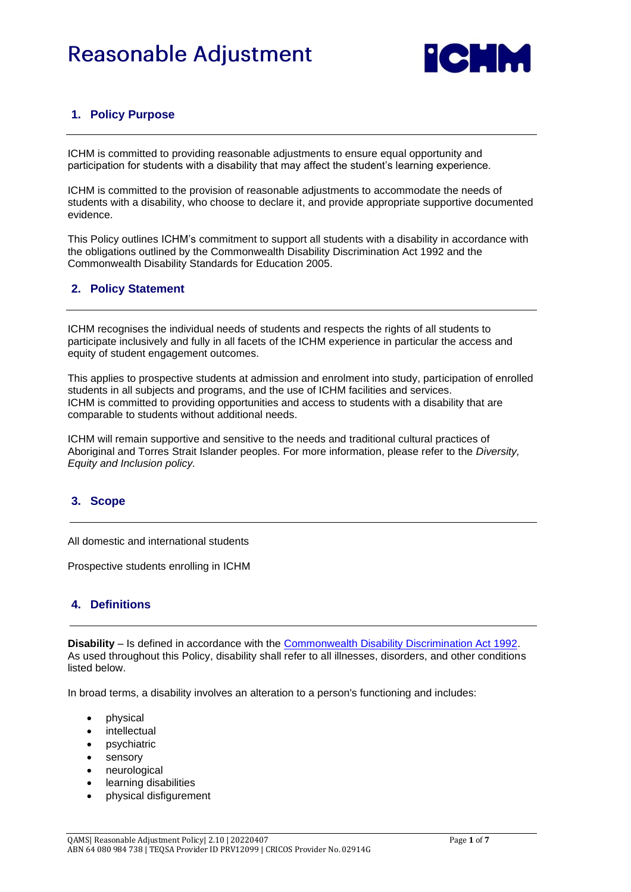# Reasonable Adjustment

## 1. Policy Purpose

ICHM is committed to providing reasonable adjustments to ensure equal opportunity and participation for students with a disability that may affect the student's learning experience.

ICHM is committed to the provision of reasonable adjustments to accommodate the needs of students with a disability, who choose to declare it, and provide appropriate supportive documented evidence.

This Policy outlines ICHM's commitment to support all students with a disability in accordance with the obligations outlined by the Commonwealth Disability Discrimination Act 1992 and the Commonwealth Disability Standards for Education 2005.

## 2. Policy Statement

ICHM recognises the individual needs of students and respects the rights of all students to participate inclusively and fully in all facets of the ICHM experience in particular the access and equity of student engagement outcomes.

This applies to prospective students at admission and enrolment into study, participation of enrolled students in all subjects and programs, and the use of ICHM facilities and services.
ICHM is committed to providing opportunities and access to students with a disability that are comparable to students without additional needs.

ICHM will remain supportive and sensitive to the needs and traditional cultural practices of Aboriginal and Torres Strait Islander peoples. For more information, please refer to the *Diversity, Equity and Inclusion policy.*

## 3. Scope

All domestic and international students

Prospective students enrolling in ICHM

## 4. Definitions

**Disability** – Is defined in accordance with the Commonwealth Disability Discrimination Act 1992. As used throughout this Policy, disability shall refer to all illnesses, disorders, and other conditions listed below.

In broad terms, a disability involves an alteration to a person's functioning and includes:

- physical
- intellectual
- psychiatric
- sensory
- neurological
- learning disabilities
- physical disfigurement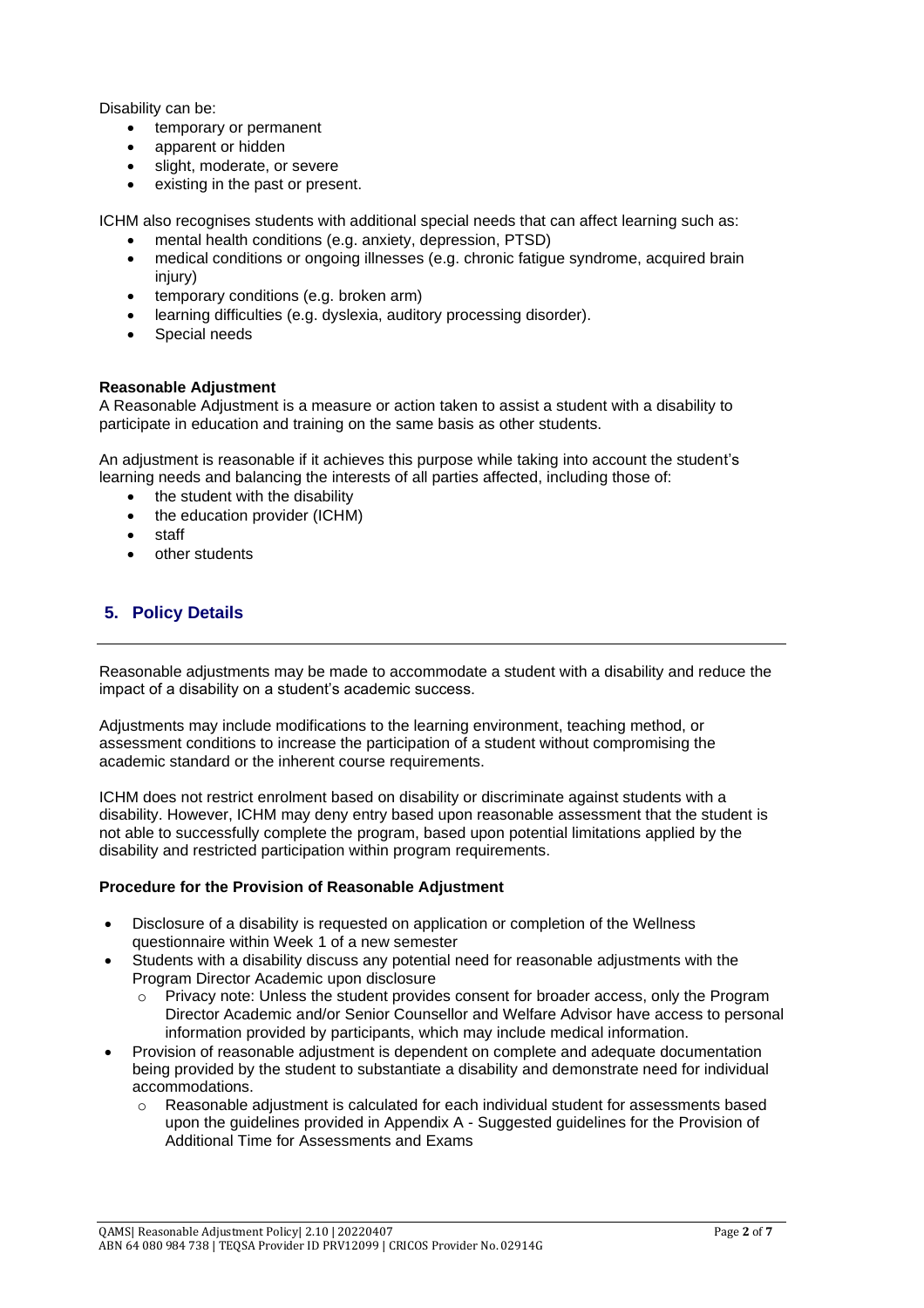Disability can be:

- temporary or permanent
- apparent or hidden
- slight, moderate, or severe
- existing in the past or present.

ICHM also recognises students with additional special needs that can affect learning such as:

- mental health conditions (e.g. anxiety, depression, PTSD)
- medical conditions or ongoing illnesses (e.g. chronic fatigue syndrome, acquired brain injury)
- temporary conditions (e.g. broken arm)
- learning difficulties (e.g. dyslexia, auditory processing disorder).
- Special needs

**Reasonable Adjustment**

A Reasonable Adjustment is a measure or action taken to assist a student with a disability to participate in education and training on the same basis as other students.

An adjustment is reasonable if it achieves this purpose while taking into account the student's learning needs and balancing the interests of all parties affected, including those of:

- the student with the disability
- the education provider (ICHM)
- staff
- other students

## 5. Policy Details

Reasonable adjustments may be made to accommodate a student with a disability and reduce the impact of a disability on a student's academic success.

Adjustments may include modifications to the learning environment, teaching method, or assessment conditions to increase the participation of a student without compromising the academic standard or the inherent course requirements.

ICHM does not restrict enrolment based on disability or discriminate against students with a disability. However, ICHM may deny entry based upon reasonable assessment that the student is not able to successfully complete the program, based upon potential limitations applied by the disability and restricted participation within program requirements.

**Procedure for the Provision of Reasonable Adjustment**

- Disclosure of a disability is requested on application or completion of the Wellness questionnaire within Week 1 of a new semester
- Students with a disability discuss any potential need for reasonable adjustments with the Program Director Academic upon disclosure
  - Privacy note: Unless the student provides consent for broader access, only the Program Director Academic and/or Senior Counsellor and Welfare Advisor have access to personal information provided by participants, which may include medical information.
- Provision of reasonable adjustment is dependent on complete and adequate documentation being provided by the student to substantiate a disability and demonstrate need for individual accommodations.
  - Reasonable adjustment is calculated for each individual student for assessments based upon the guidelines provided in Appendix A - Suggested guidelines for the Provision of Additional Time for Assessments and Exams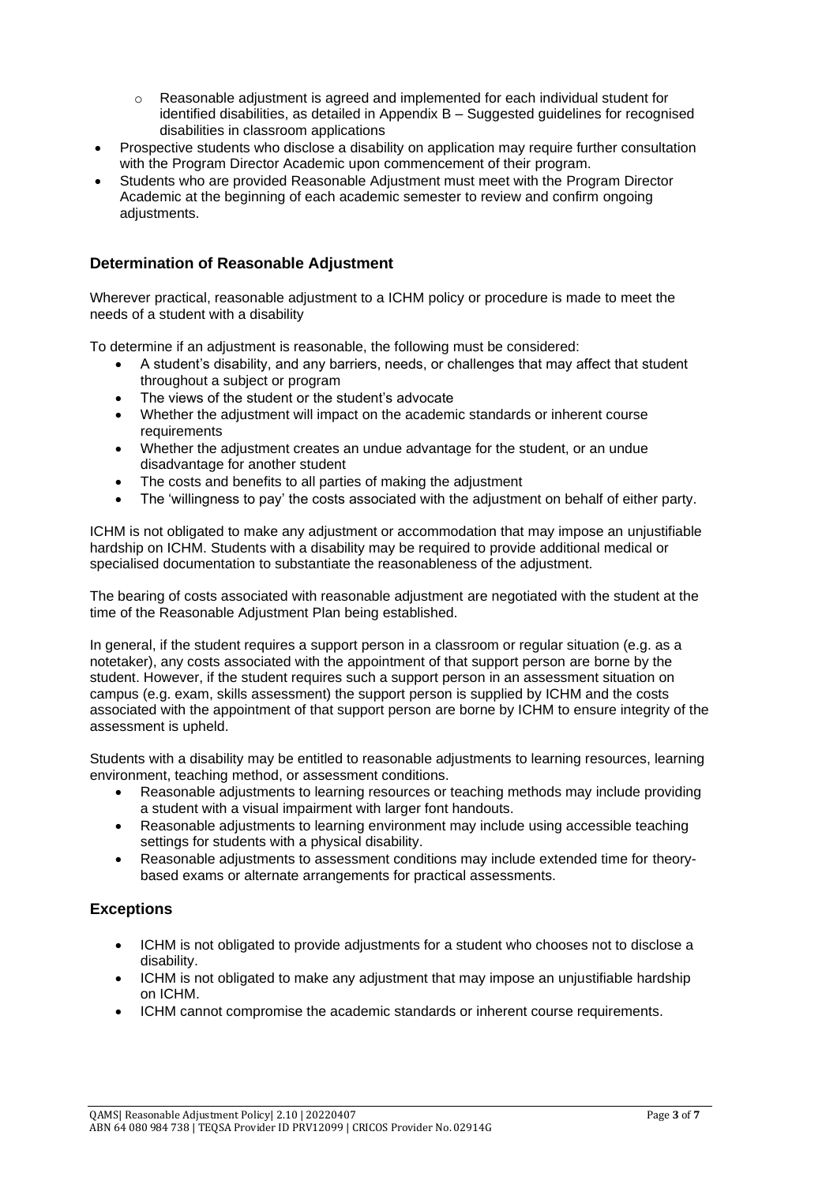- Reasonable adjustment is agreed and implemented for each individual student for identified disabilities, as detailed in Appendix B – Suggested guidelines for recognised disabilities in classroom applications
- Prospective students who disclose a disability on application may require further consultation with the Program Director Academic upon commencement of their program.
- Students who are provided Reasonable Adjustment must meet with the Program Director Academic at the beginning of each academic semester to review and confirm ongoing adjustments.

## Determination of Reasonable Adjustment

Wherever practical, reasonable adjustment to a ICHM policy or procedure is made to meet the needs of a student with a disability

To determine if an adjustment is reasonable, the following must be considered:

- A student's disability, and any barriers, needs, or challenges that may affect that student throughout a subject or program
- The views of the student or the student's advocate
- Whether the adjustment will impact on the academic standards or inherent course requirements
- Whether the adjustment creates an undue advantage for the student, or an undue disadvantage for another student
- The costs and benefits to all parties of making the adjustment
- The 'willingness to pay' the costs associated with the adjustment on behalf of either party.

ICHM is not obligated to make any adjustment or accommodation that may impose an unjustifiable hardship on ICHM. Students with a disability may be required to provide additional medical or specialised documentation to substantiate the reasonableness of the adjustment.

The bearing of costs associated with reasonable adjustment are negotiated with the student at the time of the Reasonable Adjustment Plan being established.

In general, if the student requires a support person in a classroom or regular situation (e.g. as a notetaker), any costs associated with the appointment of that support person are borne by the student. However, if the student requires such a support person in an assessment situation on campus (e.g. exam, skills assessment) the support person is supplied by ICHM and the costs associated with the appointment of that support person are borne by ICHM to ensure integrity of the assessment is upheld.

Students with a disability may be entitled to reasonable adjustments to learning resources, learning environment, teaching method, or assessment conditions.

- Reasonable adjustments to learning resources or teaching methods may include providing a student with a visual impairment with larger font handouts.
- Reasonable adjustments to learning environment may include using accessible teaching settings for students with a physical disability.
- Reasonable adjustments to assessment conditions may include extended time for theory-based exams or alternate arrangements for practical assessments.

## Exceptions

- ICHM is not obligated to provide adjustments for a student who chooses not to disclose a disability.
- ICHM is not obligated to make any adjustment that may impose an unjustifiable hardship on ICHM.
- ICHM cannot compromise the academic standards or inherent course requirements.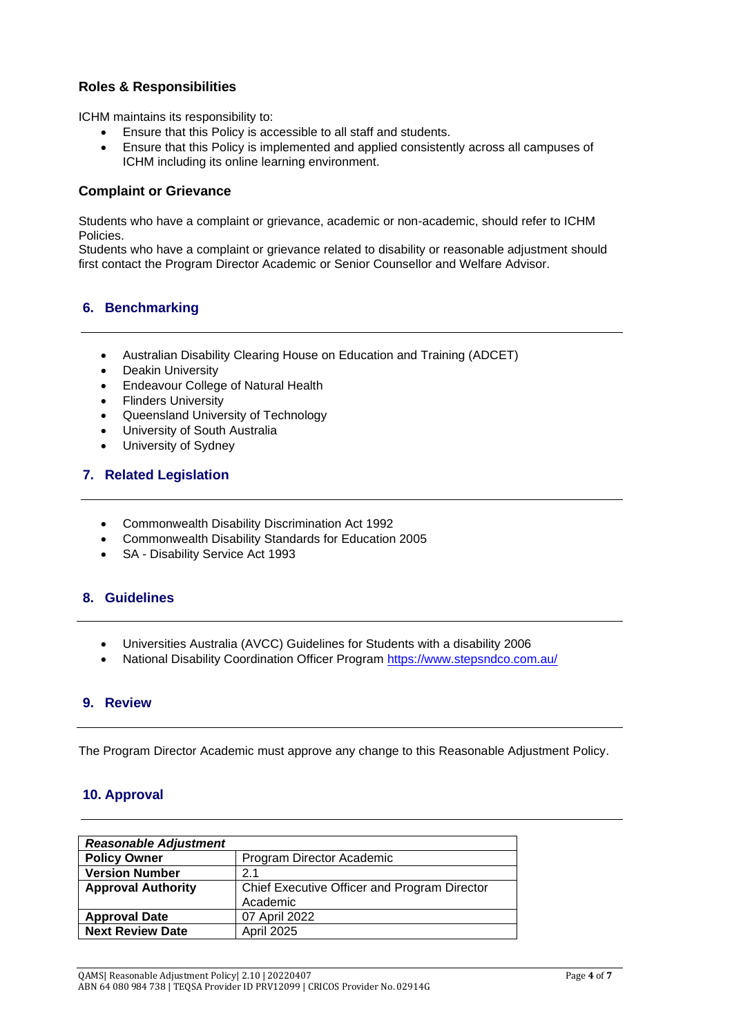### Roles & Responsibilities

ICHM maintains its responsibility to:

- Ensure that this Policy is accessible to all staff and students.
- Ensure that this Policy is implemented and applied consistently across all campuses of ICHM including its online learning environment.

### Complaint or Grievance

Students who have a complaint or grievance, academic or non-academic, should refer to ICHM Policies.
Students who have a complaint or grievance related to disability or reasonable adjustment should first contact the Program Director Academic or Senior Counsellor and Welfare Advisor.

## 6. Benchmarking

- Australian Disability Clearing House on Education and Training (ADCET)
- Deakin University
- Endeavour College of Natural Health
- Flinders University
- Queensland University of Technology
- University of South Australia
- University of Sydney

## 7. Related Legislation

- Commonwealth Disability Discrimination Act 1992
- Commonwealth Disability Standards for Education 2005
- SA - Disability Service Act 1993

## 8. Guidelines

- Universities Australia (AVCC) Guidelines for Students with a disability 2006
- National Disability Coordination Officer Program https://www.stepsndco.com.au/

## 9. Review

The Program Director Academic must approve any change to this Reasonable Adjustment Policy.

## 10. Approval

| ***Reasonable Adjustment*** | |
|---|---|
| **Policy Owner** | Program Director Academic |
| **Version Number** | 2.1 |
| **Approval Authority** | Chief Executive Officer and Program Director Academic |
| **Approval Date** | 07 April 2022 |
| **Next Review Date** | April 2025 |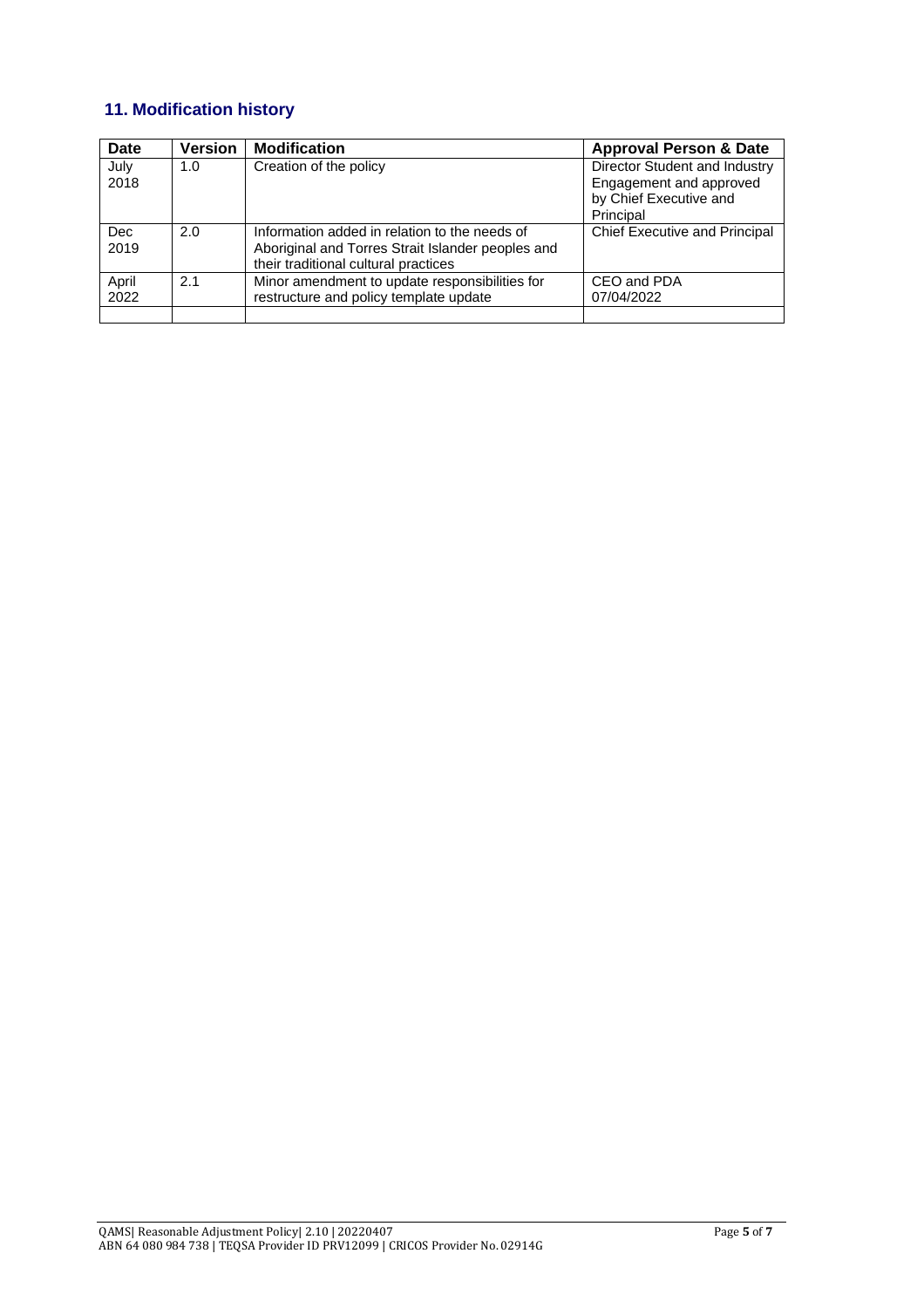## 11. Modification history

| Date | Version | Modification | Approval Person & Date |
|---|---|---|---|
| July 2018 | 1.0 | Creation of the policy | Director Student and Industry Engagement and approved by Chief Executive and Principal |
| Dec 2019 | 2.0 | Information added in relation to the needs of Aboriginal and Torres Strait Islander peoples and their traditional cultural practices | Chief Executive and Principal |
| April 2022 | 2.1 | Minor amendment to update responsibilities for restructure and policy template update | CEO and PDA 07/04/2022 |
| | | | |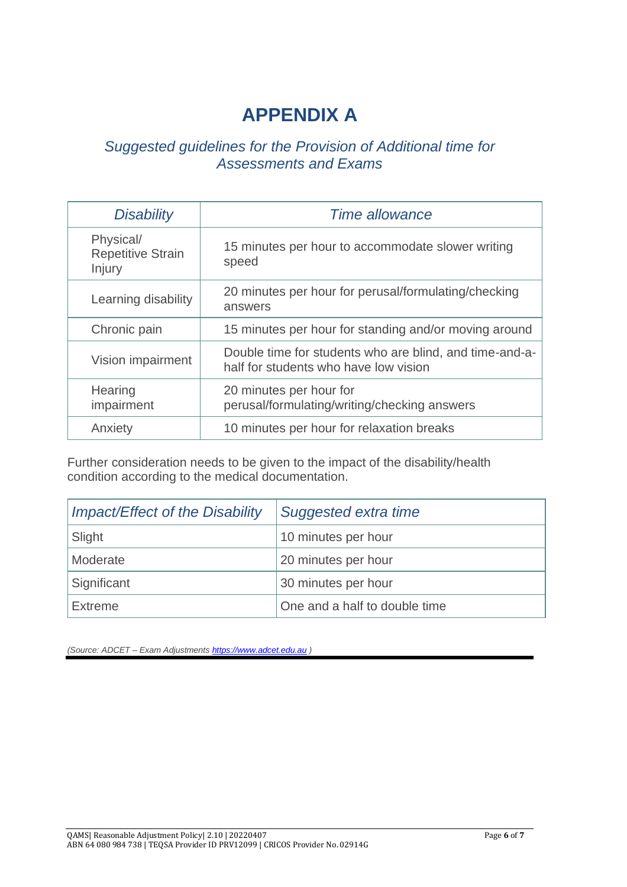# APPENDIX A

## *Suggested guidelines for the Provision of Additional time for Assessments and Exams*

| *Disability* | *Time allowance* |
|---|---|
| Physical/ Repetitive Strain Injury | 15 minutes per hour to accommodate slower writing speed |
| Learning disability | 20 minutes per hour for perusal/formulating/checking answers |
| Chronic pain | 15 minutes per hour for standing and/or moving around |
| Vision impairment | Double time for students who are blind, and time-and-a-half for students who have low vision |
| Hearing impairment | 20 minutes per hour for perusal/formulating/writing/checking answers |
| Anxiety | 10 minutes per hour for relaxation breaks |

Further consideration needs to be given to the impact of the disability/health condition according to the medical documentation.

| *Impact/Effect of the Disability* | *Suggested extra time* |
|---|---|
| Slight | 10 minutes per hour |
| Moderate | 20 minutes per hour |
| Significant | 30 minutes per hour |
| Extreme | One and a half to double time |

*(Source: ADCET – Exam Adjustments https://www.adcet.edu.au )*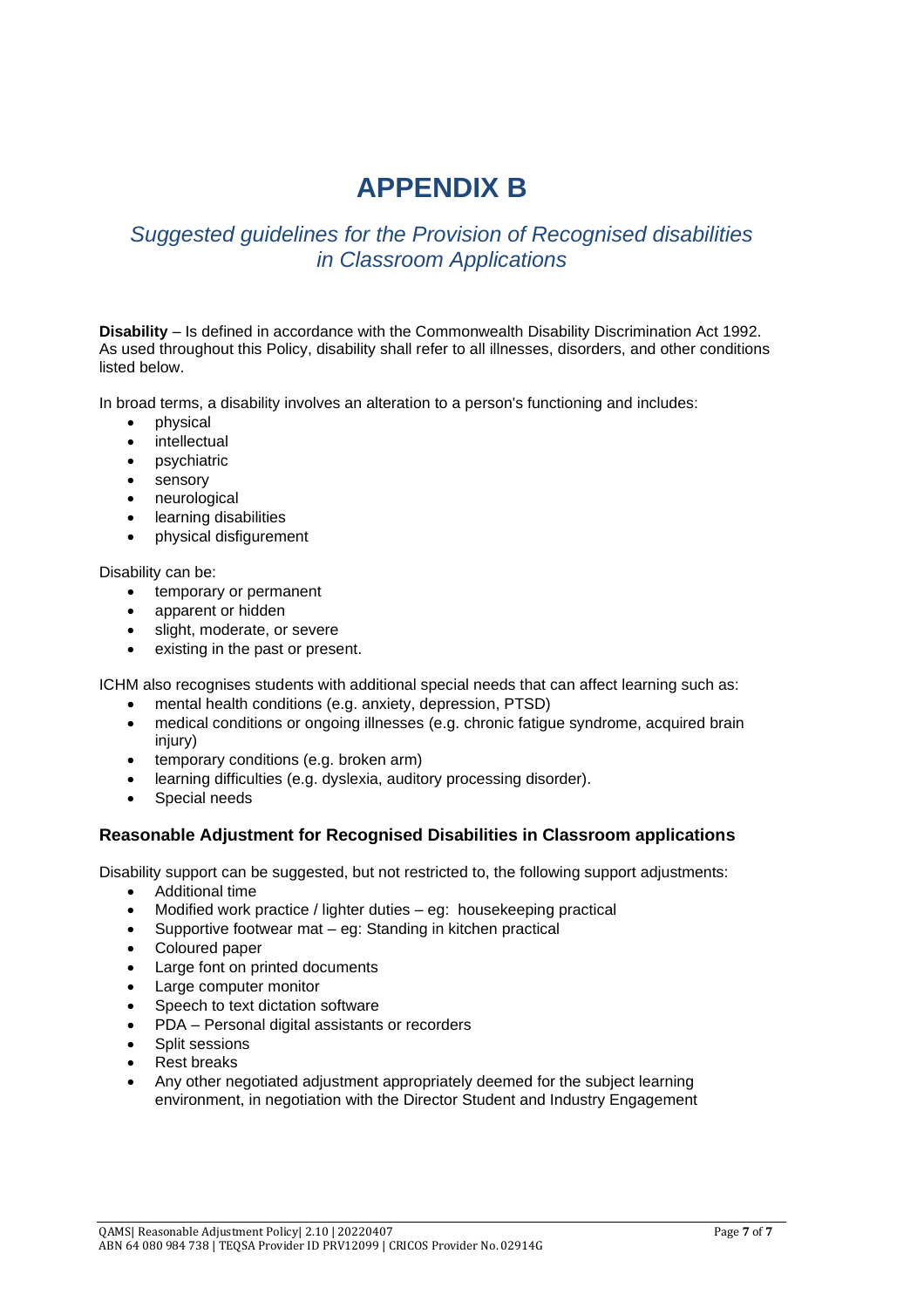# APPENDIX B

## *Suggested guidelines for the Provision of Recognised disabilities in Classroom Applications*

**Disability** – Is defined in accordance with the Commonwealth Disability Discrimination Act 1992. As used throughout this Policy, disability shall refer to all illnesses, disorders, and other conditions listed below.

In broad terms, a disability involves an alteration to a person's functioning and includes:

- physical
- intellectual
- psychiatric
- sensory
- neurological
- learning disabilities
- physical disfigurement

Disability can be:

- temporary or permanent
- apparent or hidden
- slight, moderate, or severe
- existing in the past or present.

ICHM also recognises students with additional special needs that can affect learning such as:

- mental health conditions (e.g. anxiety, depression, PTSD)
- medical conditions or ongoing illnesses (e.g. chronic fatigue syndrome, acquired brain injury)
- temporary conditions (e.g. broken arm)
- learning difficulties (e.g. dyslexia, auditory processing disorder).
- Special needs

### Reasonable Adjustment for Recognised Disabilities in Classroom applications

Disability support can be suggested, but not restricted to, the following support adjustments:

- Additional time
- Modified work practice / lighter duties – eg: housekeeping practical
- Supportive footwear mat – eg: Standing in kitchen practical
- Coloured paper
- Large font on printed documents
- Large computer monitor
- Speech to text dictation software
- PDA – Personal digital assistants or recorders
- Split sessions
- Rest breaks
- Any other negotiated adjustment appropriately deemed for the subject learning environment, in negotiation with the Director Student and Industry Engagement